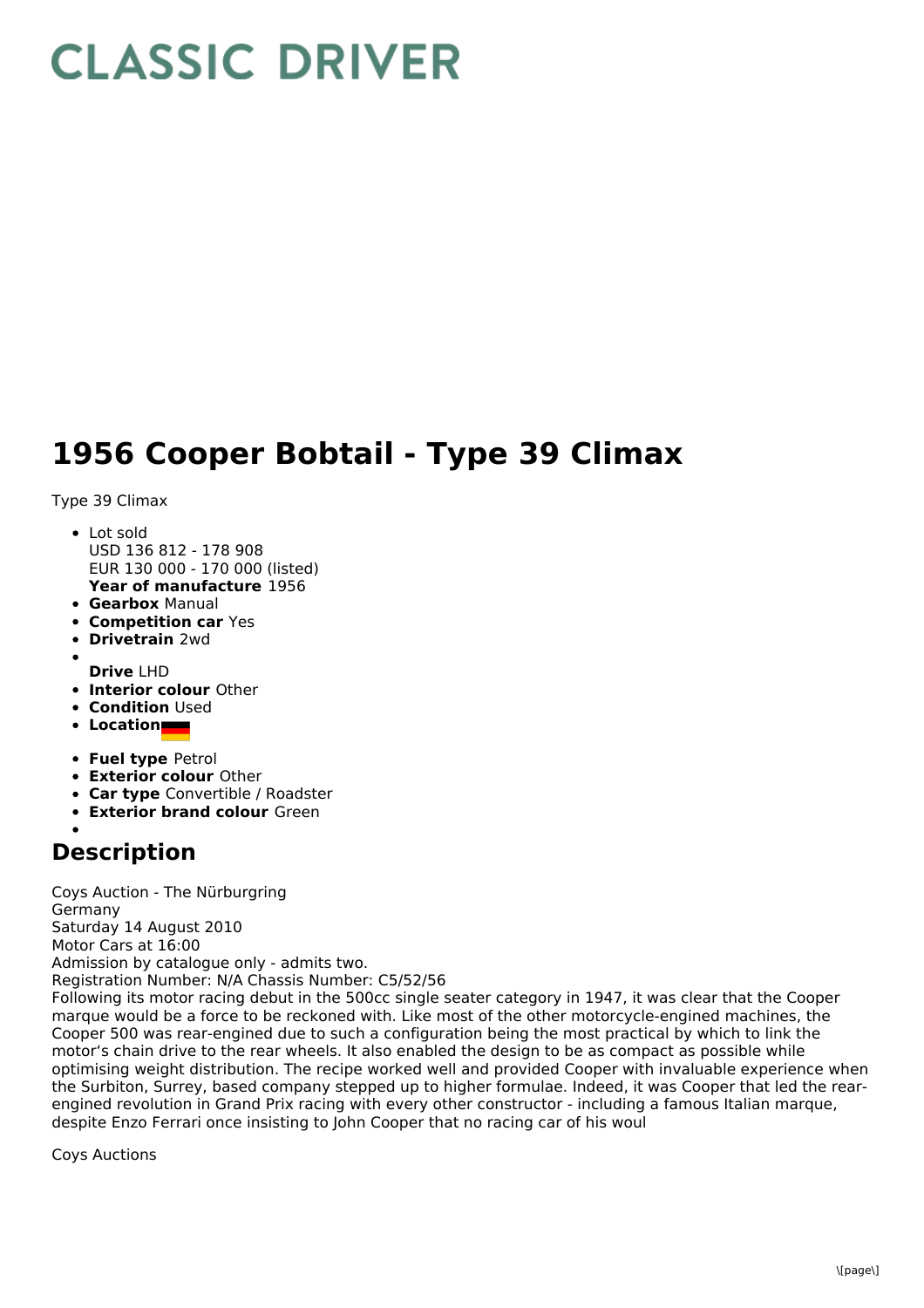# CLASSIC DRIVER

# 1956 Cooper Bobtail - Type 39 Climax

Type 39 Climax

- Lot sold  
  USD 136 812 - 178 908  
  EUR 130 000 - 170 000 (listed)  
  **Year of manufacture** 1956
- **Gearbox** Manual
- **Competition car** Yes
- **Drivetrain** 2wd
- **Drive** LHD
- **Interior colour** Other
- **Condition** Used
- **Location**
- **Fuel type** Petrol
- **Exterior colour** Other
- **Car type** Convertible / Roadster
- **Exterior brand colour** Green

## Description

Coys Auction - The Nürburgring  
Germany  
Saturday 14 August 2010  
Motor Cars at 16:00  
Admission by catalogue only - admits two.  
Registration Number: N/A Chassis Number: C5/52/56  
Following its motor racing debut in the 500cc single seater category in 1947, it was clear that the Cooper marque would be a force to be reckoned with. Like most of the other motorcycle-engined machines, the Cooper 500 was rear-engined due to such a configuration being the most practical by which to link the motor's chain drive to the rear wheels. It also enabled the design to be as compact as possible while optimising weight distribution. The recipe worked well and provided Cooper with invaluable experience when the Surbiton, Surrey, based company stepped up to higher formulae. Indeed, it was Cooper that led the rear-engined revolution in Grand Prix racing with every other constructor - including a famous Italian marque, despite Enzo Ferrari once insisting to John Cooper that no racing car of his woul

Coys Auctions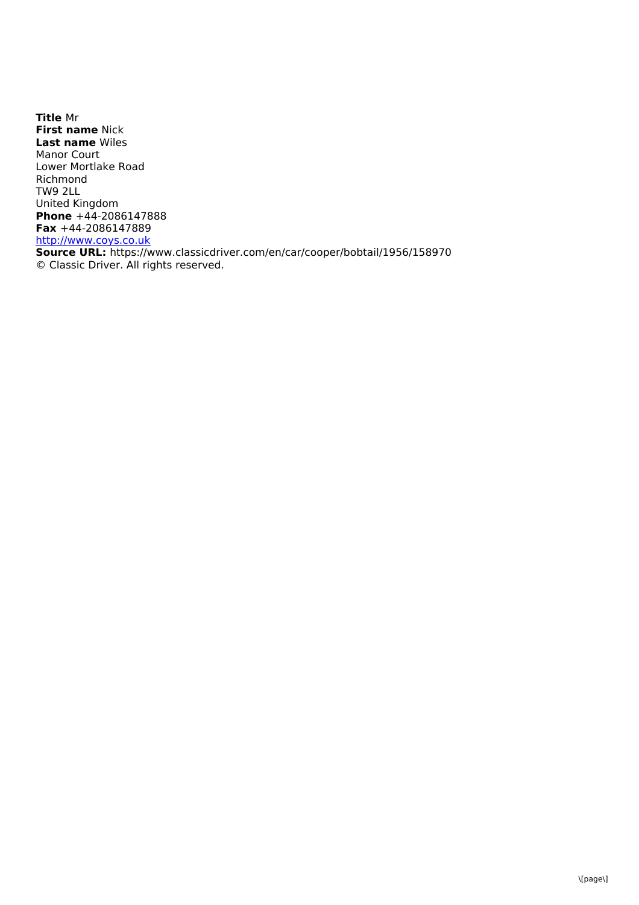**Title** Mr
**First name** Nick
**Last name** Wiles
Manor Court
Lower Mortlake Road
Richmond
TW9 2LL
United Kingdom
**Phone** +44-2086147888
**Fax** +44-2086147889
[http://www.coys.co.uk](http://www.coys.co.uk)
**Source URL:** https://www.classicdriver.com/en/car/cooper/bobtail/1956/158970
© Classic Driver. All rights reserved.